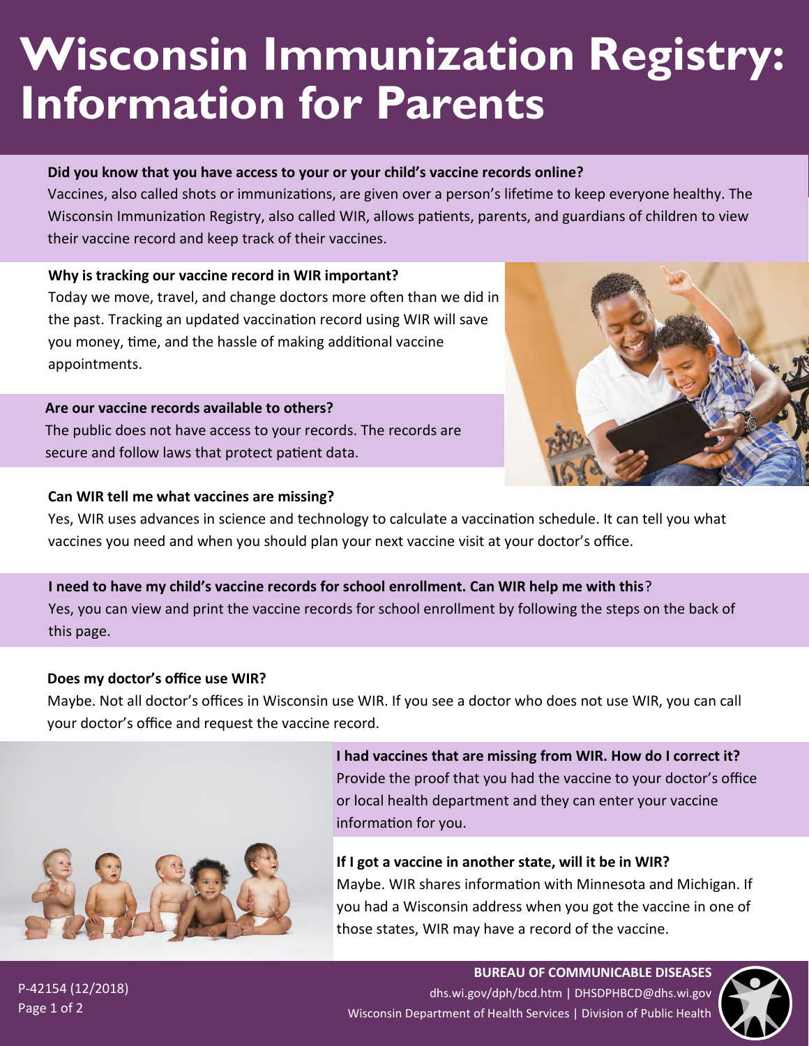# Wisconsin Immunization Registry: Information for Parents

**Did you know that you have access to your or your child's vaccine records online?**

Vaccines, also called shots or immunizations, are given over a person's lifetime to keep everyone healthy. The Wisconsin Immunization Registry, also called WIR, allows patients, parents, and guardians of children to view their vaccine record and keep track of their vaccines.

**Why is tracking our vaccine record in WIR important?**

Today we move, travel, and change doctors more often than we did in the past. Tracking an updated vaccination record using WIR will save you money, time, and the hassle of making additional vaccine appointments.

**Are our vaccine records available to others?**

The public does not have access to your records. The records are secure and follow laws that protect patient data.

**Can WIR tell me what vaccines are missing?**

Yes, WIR uses advances in science and technology to calculate a vaccination schedule. It can tell you what vaccines you need and when you should plan your next vaccine visit at your doctor's office.

**I need to have my child's vaccine records for school enrollment. Can WIR help me with this?**

Yes, you can view and print the vaccine records for school enrollment by following the steps on the back of this page.

**Does my doctor's office use WIR?**

Maybe. Not all doctor's offices in Wisconsin use WIR. If you see a doctor who does not use WIR, you can call your doctor's office and request the vaccine record.

**I had vaccines that are missing from WIR. How do I correct it?**

Provide the proof that you had the vaccine to your doctor's office or local health department and they can enter your vaccine information for you.

**If I got a vaccine in another state, will it be in WIR?**

Maybe. WIR shares information with Minnesota and Michigan. If you had a Wisconsin address when you got the vaccine in one of those states, WIR may have a record of the vaccine.

P-42154 (12/2018)

**BUREAU OF COMMUNICABLE DISEASES**
dhs.wi.gov/dph/bcd.htm | DHSDPHBCD@dhs.wi.gov
Wisconsin Department of Health Services | Division of Public Health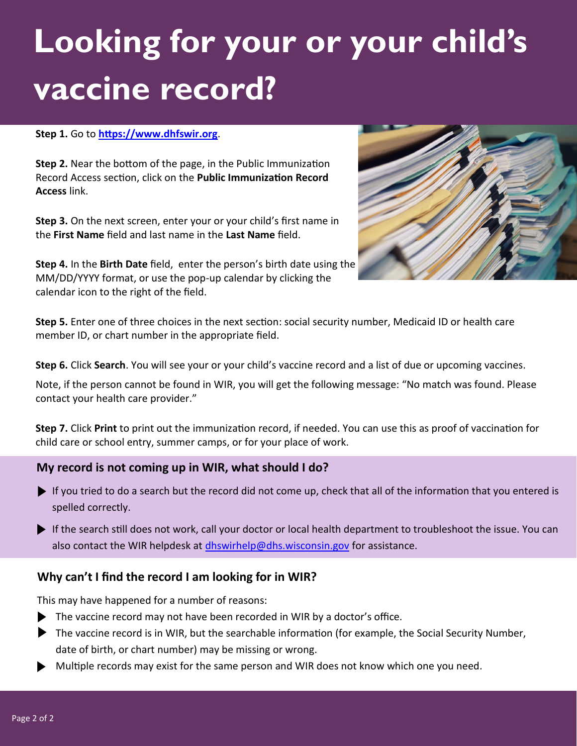# Looking for your or your child's vaccine record?

**Step 1.** Go to **https://www.dhfswir.org**.

**Step 2.** Near the bottom of the page, in the Public Immunization Record Access section, click on the **Public Immunization Record Access** link.

**Step 3.** On the next screen, enter your or your child's first name in the **First Name** field and last name in the **Last Name** field.

**Step 4.** In the **Birth Date** field, enter the person's birth date using the MM/DD/YYYY format, or use the pop-up calendar by clicking the calendar icon to the right of the field.

**Step 5.** Enter one of three choices in the next section: social security number, Medicaid ID or health care member ID, or chart number in the appropriate field.

**Step 6.** Click **Search**. You will see your or your child's vaccine record and a list of due or upcoming vaccines.

Note, if the person cannot be found in WIR, you will get the following message: "No match was found. Please contact your health care provider."

**Step 7.** Click **Print** to print out the immunization record, if needed. You can use this as proof of vaccination for child care or school entry, summer camps, or for your place of work.

## My record is not coming up in WIR, what should I do?

- If you tried to do a search but the record did not come up, check that all of the information that you entered is spelled correctly.
- If the search still does not work, call your doctor or local health department to troubleshoot the issue. You can also contact the WIR helpdesk at dhswirhelp@dhs.wisconsin.gov for assistance.

## Why can't I find the record I am looking for in WIR?

This may have happened for a number of reasons:

- The vaccine record may not have been recorded in WIR by a doctor's office.
- The vaccine record is in WIR, but the searchable information (for example, the Social Security Number, date of birth, or chart number) may be missing or wrong.
- Multiple records may exist for the same person and WIR does not know which one you need.